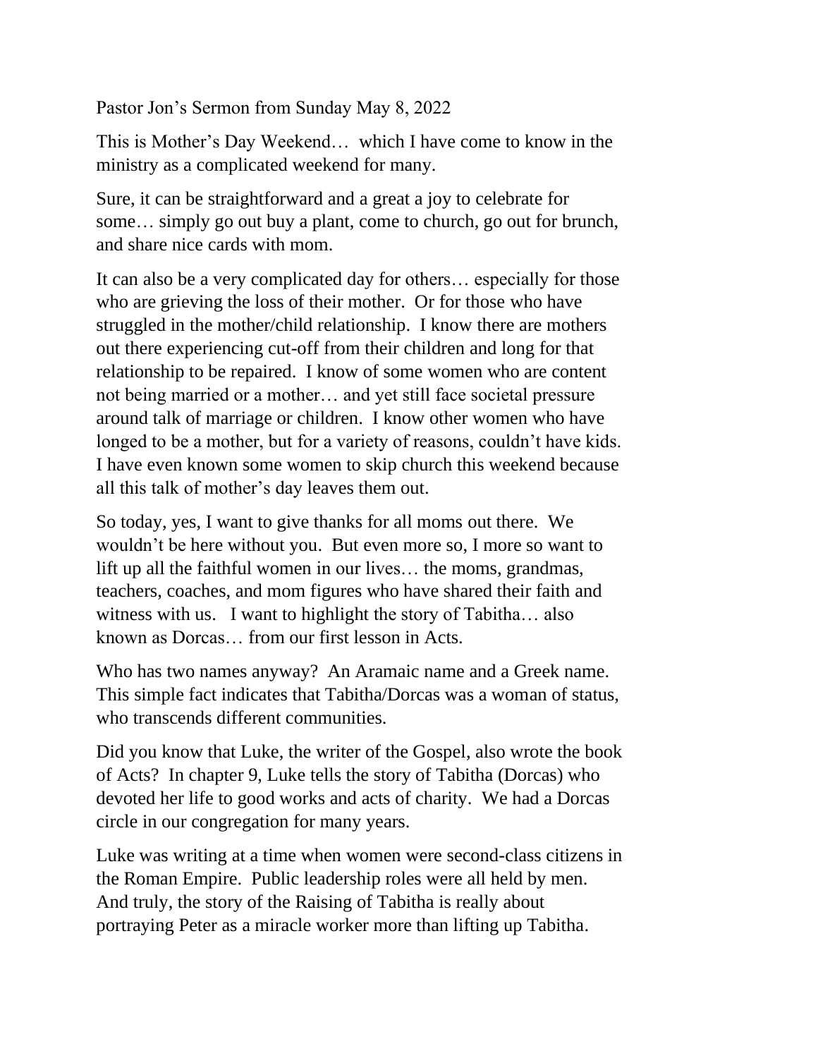Pastor Jon's Sermon from Sunday May 8, 2022

This is Mother's Day Weekend… which I have come to know in the ministry as a complicated weekend for many.

Sure, it can be straightforward and a great a joy to celebrate for some… simply go out buy a plant, come to church, go out for brunch, and share nice cards with mom.

It can also be a very complicated day for others… especially for those who are grieving the loss of their mother. Or for those who have struggled in the mother/child relationship. I know there are mothers out there experiencing cut-off from their children and long for that relationship to be repaired. I know of some women who are content not being married or a mother… and yet still face societal pressure around talk of marriage or children. I know other women who have longed to be a mother, but for a variety of reasons, couldn't have kids. I have even known some women to skip church this weekend because all this talk of mother's day leaves them out.

So today, yes, I want to give thanks for all moms out there. We wouldn't be here without you. But even more so, I more so want to lift up all the faithful women in our lives… the moms, grandmas, teachers, coaches, and mom figures who have shared their faith and witness with us. I want to highlight the story of Tabitha… also known as Dorcas… from our first lesson in Acts.

Who has two names anyway? An Aramaic name and a Greek name. This simple fact indicates that Tabitha/Dorcas was a woman of status, who transcends different communities.

Did you know that Luke, the writer of the Gospel, also wrote the book of Acts? In chapter 9, Luke tells the story of Tabitha (Dorcas) who devoted her life to good works and acts of charity. We had a Dorcas circle in our congregation for many years.

Luke was writing at a time when women were second-class citizens in the Roman Empire. Public leadership roles were all held by men. And truly, the story of the Raising of Tabitha is really about portraying Peter as a miracle worker more than lifting up Tabitha.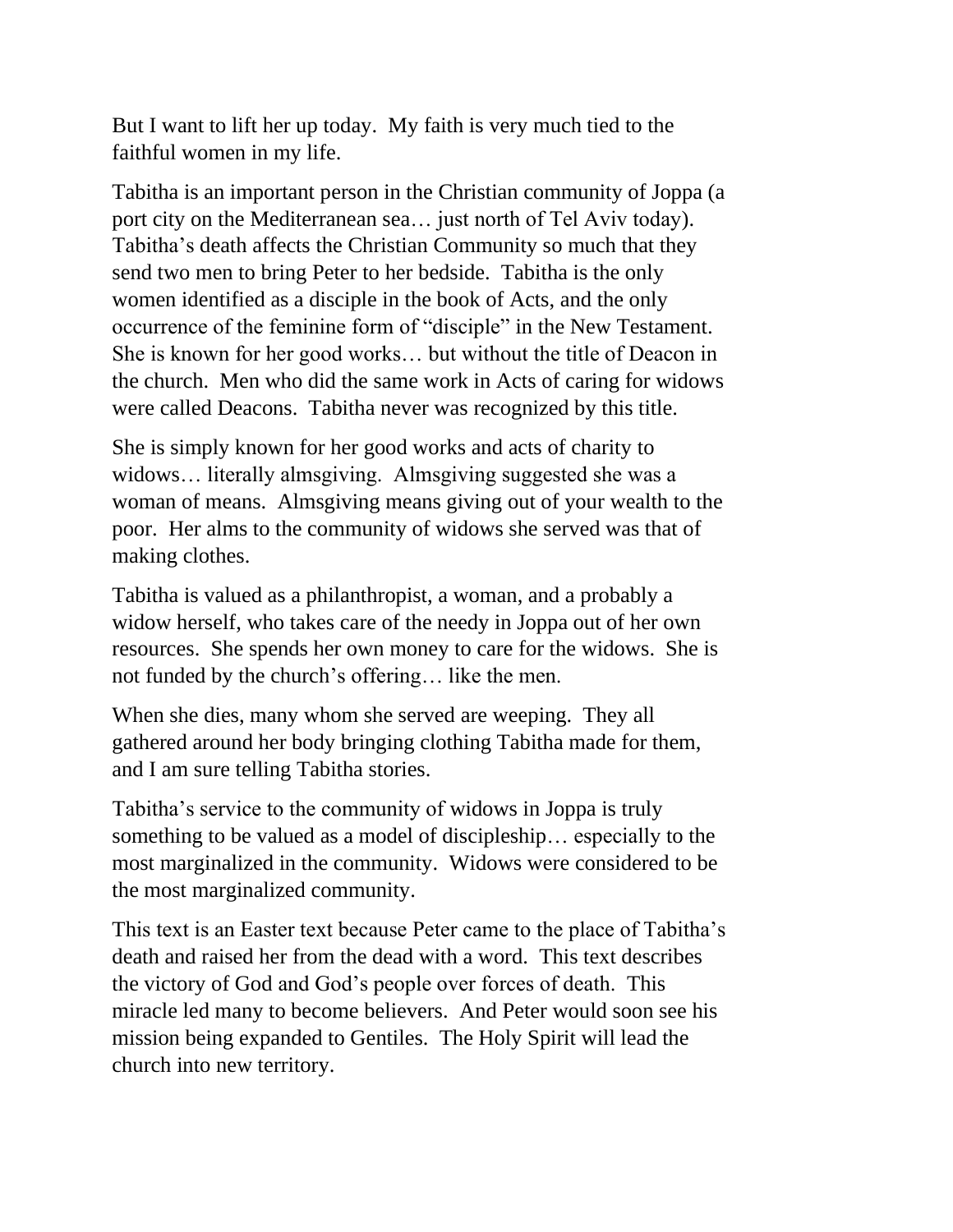But I want to lift her up today.  My faith is very much tied to the faithful women in my life.

Tabitha is an important person in the Christian community of Joppa (a port city on the Mediterranean sea… just north of Tel Aviv today). Tabitha's death affects the Christian Community so much that they send two men to bring Peter to her bedside.  Tabitha is the only women identified as a disciple in the book of Acts, and the only occurrence of the feminine form of "disciple" in the New Testament. She is known for her good works… but without the title of Deacon in the church.  Men who did the same work in Acts of caring for widows were called Deacons.  Tabitha never was recognized by this title.

She is simply known for her good works and acts of charity to widows… literally almsgiving.  Almsgiving suggested she was a woman of means.  Almsgiving means giving out of your wealth to the poor.  Her alms to the community of widows she served was that of making clothes.

Tabitha is valued as a philanthropist, a woman, and a probably a widow herself, who takes care of the needy in Joppa out of her own resources.  She spends her own money to care for the widows.  She is not funded by the church's offering… like the men.

When she dies, many whom she served are weeping.  They all gathered around her body bringing clothing Tabitha made for them, and I am sure telling Tabitha stories.

Tabitha's service to the community of widows in Joppa is truly something to be valued as a model of discipleship… especially to the most marginalized in the community.  Widows were considered to be the most marginalized community.

This text is an Easter text because Peter came to the place of Tabitha's death and raised her from the dead with a word.  This text describes the victory of God and God's people over forces of death.  This miracle led many to become believers.  And Peter would soon see his mission being expanded to Gentiles.  The Holy Spirit will lead the church into new territory.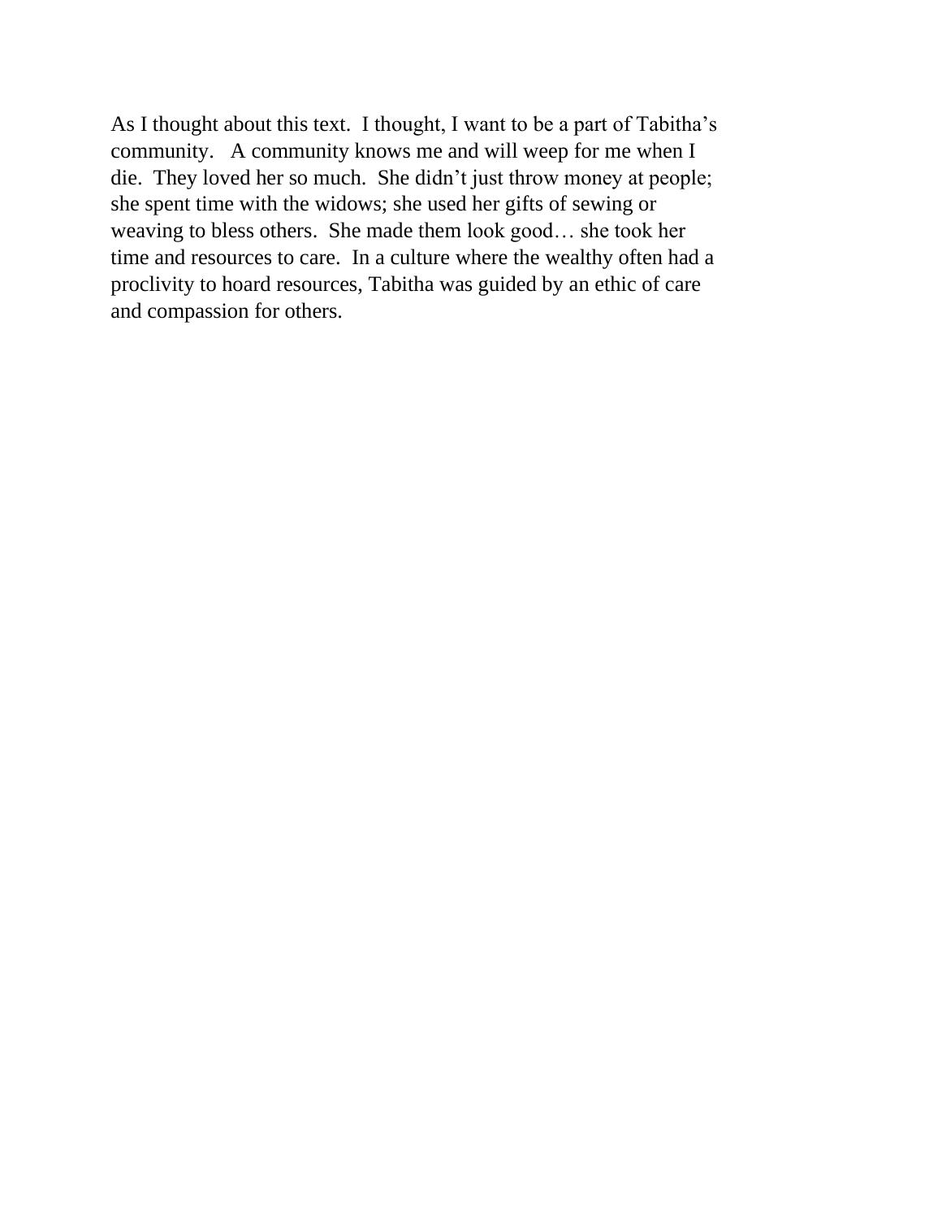As I thought about this text. I thought, I want to be a part of Tabitha's community. A community knows me and will weep for me when I die. They loved her so much. She didn't just throw money at people; she spent time with the widows; she used her gifts of sewing or weaving to bless others. She made them look good… she took her time and resources to care. In a culture where the wealthy often had a proclivity to hoard resources, Tabitha was guided by an ethic of care and compassion for others.